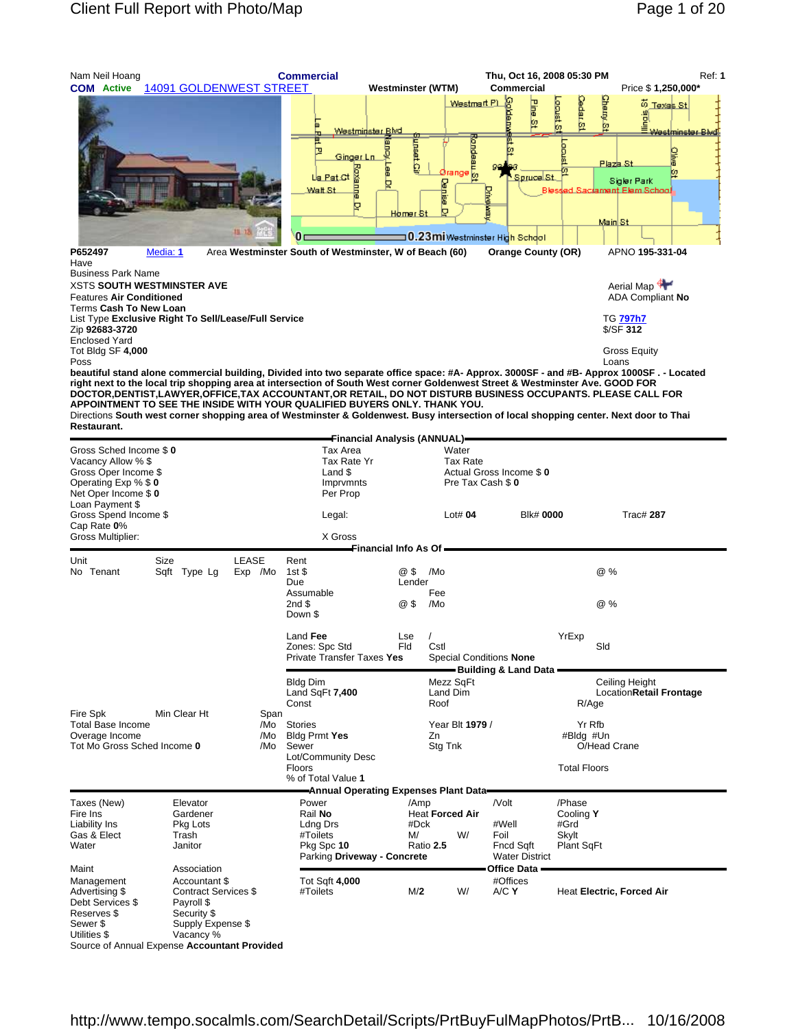Nam Neil Hoang **Commercial** Thu, Oct 16, 2008 05:30 PM Ref: **1**

**COM Active** 14091 GOLDENWEST STREET **Westminster (WTM)** **Commercial** Price $ **1,250,000***

Westmart Pl, Westminster Blvd, Ginger Ln, La Pat Pl, La Pat Ct, Walt St, Roxanne Dr, Nancy Lee Dr, Sunset Cir, Orange, Rondeau St, Denise Dr, Driveway, Homer St, Goldenwest St, Pine St, Locust St, Cedar St, Cherry St, Illinois St, Texas St, Spruce St, Plaza St, Sigler Park, Olive St, Blessed Sacrament Elem School, Main St, Westminster High School

0 — 0.23mi

**P652497** Media: 1 Area **Westminster South of Westminster, W of Beach (60)** **Orange County (OR)** APNO **195-331-04**

Have

Business Park Name

XSTS **SOUTH WESTMINSTER AVE** Aerial Map

Features **Air Conditioned** ADA Compliant **No**

Terms **Cash To New Loan**

List Type **Exclusive Right To Sell/Lease/Full Service** TG **797h7**

Zip **92683-3720** $/SF **312**

Enclosed Yard

Tot Bldg SF **4,000** Gross Equity

Poss Loans

**beautiful stand alone commercial building, Divided into two separate office space: #A- Approx. 3000SF - and #B- Approx 1000SF . - Located right next to the local trip shopping area at intersection of South West corner Goldenwest Street & Westminster Ave. GOOD FOR DOCTOR,DENTIST,LAWYER,OFFICE,TAX ACCOUNTANT,OR RETAIL, DO NOT DISTURB BUSINESS OCCUPANTS. PLEASE CALL FOR APPOINTMENT TO SEE THE INSIDE WITH YOUR QUALIFIED BUYERS ONLY. THANK YOU.**

Directions **South west corner shopping area of Westminster & Goldenwest. Busy intersection of local shopping center. Next door to Thai Restaurant.**

## Financial Analysis (ANNUAL)

Gross Sched Income $ **0**
Vacancy Allow % $
Gross Oper Income $
Operating Exp % $ **0**
Net Oper Income $ **0**
Loan Payment $
Gross Spend Income $
Cap Rate **0%**
Gross Multiplier:

Tax Area
Tax Rate Yr
Land $
Imprvmnts
Per Prop
Legal:
X Gross

Water
Tax Rate
Actual Gross Income $ **0**
Pre Tax Cash $ **0**

Lot# **04** Blk# **0000** Trac# **287**

## Financial Info As Of

Unit No Tenant | Size Sqft | LEASE Type Lg Exp /Mo

Rent
1st $ @ $ /Mo @ %
Due Lender
Assumable Fee
2nd $ @ $ /Mo @ %
Down $

Land **Fee** Lse / YrExp
Zones: Spc Std Fld Cstl Sld
Private Transfer Taxes **Yes** Special Conditions **None**

## Building & Land Data

Bldg Dim Mezz SqFt Ceiling Height
Land SqFt **7,400** Land Dim Location**Retail Frontage**
Const Roof R/Age

Fire Spk Min Clear Ht Span
Total Base Income /Mo Stories Year Blt **1979** / Yr Rfb
Overage Income /Mo Bldg Prmt **Yes** Zn #Bldg #Un
Tot Mo Gross Sched Income **0** /Mo Sewer Stg Tnk O/Head Crane
Lot/Community Desc
Floors Total Floors
% of Total Value **1**

## Annual Operating Expenses Plant Data

Taxes (New) Elevator
Fire Ins Gardener
Liability Ins Pkg Lots
Gas & Elect Trash
Water Janitor

Power /Amp /Volt /Phase
Rail **No** Heat **Forced Air** Cooling **Y**
Ldng Drs #Dck #Well #Grd
#Toilets M/ W/ Foil Skylt
Pkg Spc **10** Ratio **2.5** Fncd Sqft Plant SqFt
Parking **Driveway - Concrete** Water District

Maint Association
Management Accountant $
Advertising $ Contract Services $
Debt Services $ Payroll $
Reserves $ Security $
Sewer $ Supply Expense $
Utilities $ Vacancy %
Source of Annual Expense **Accountant Provided**

## Office Data

Tot Sqft **4,000** #Offices
#Toilets M/**2** W/ A/C **Y** Heat **Electric, Forced Air**

http://www.tempo.socalmls.com/SearchDetail/Scripts/PrtBuyFulMapPhotos/PrtB... 10/16/2008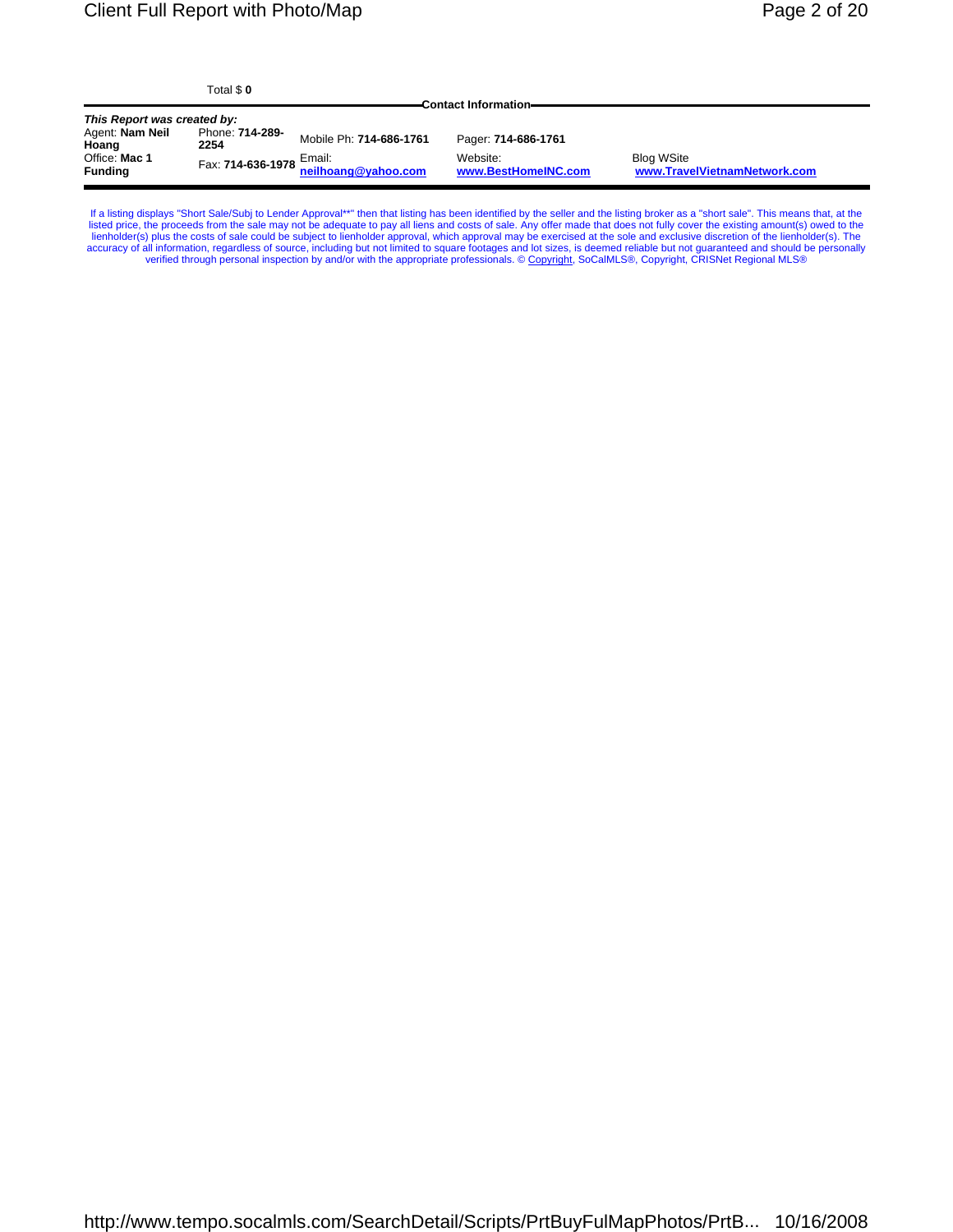Total $ **0**

## Contact Information

*This Report was created by:*

| | | | | |
|---|---|---|---|---|
| Agent: **Nam Neil Hoang** | Phone: **714-289-2254** | Mobile Ph: **714-686-1761** | Pager: **714-686-1761** | |
| Office: **Mac 1 Funding** | Fax: **714-636-1978** | Email: **neilhoang@yahoo.com** | Website: **www.BestHomeINC.com** | Blog WSite **www.TravelVietnamNetwork.com** |

If a listing displays "Short Sale/Subj to Lender Approval**" then that listing has been identified by the seller and the listing broker as a "short sale". This means that, at the listed price, the proceeds from the sale may not be adequate to pay all liens and costs of sale. Any offer made that does not fully cover the existing amount(s) owed to the lienholder(s) plus the costs of sale could be subject to lienholder approval, which approval may be exercised at the sole and exclusive discretion of the lienholder(s). The accuracy of all information, regardless of source, including but not limited to square footages and lot sizes, is deemed reliable but not guaranteed and should be personally verified through personal inspection by and/or with the appropriate professionals. © Copyright, SoCalMLS®, Copyright, CRISNet Regional MLS®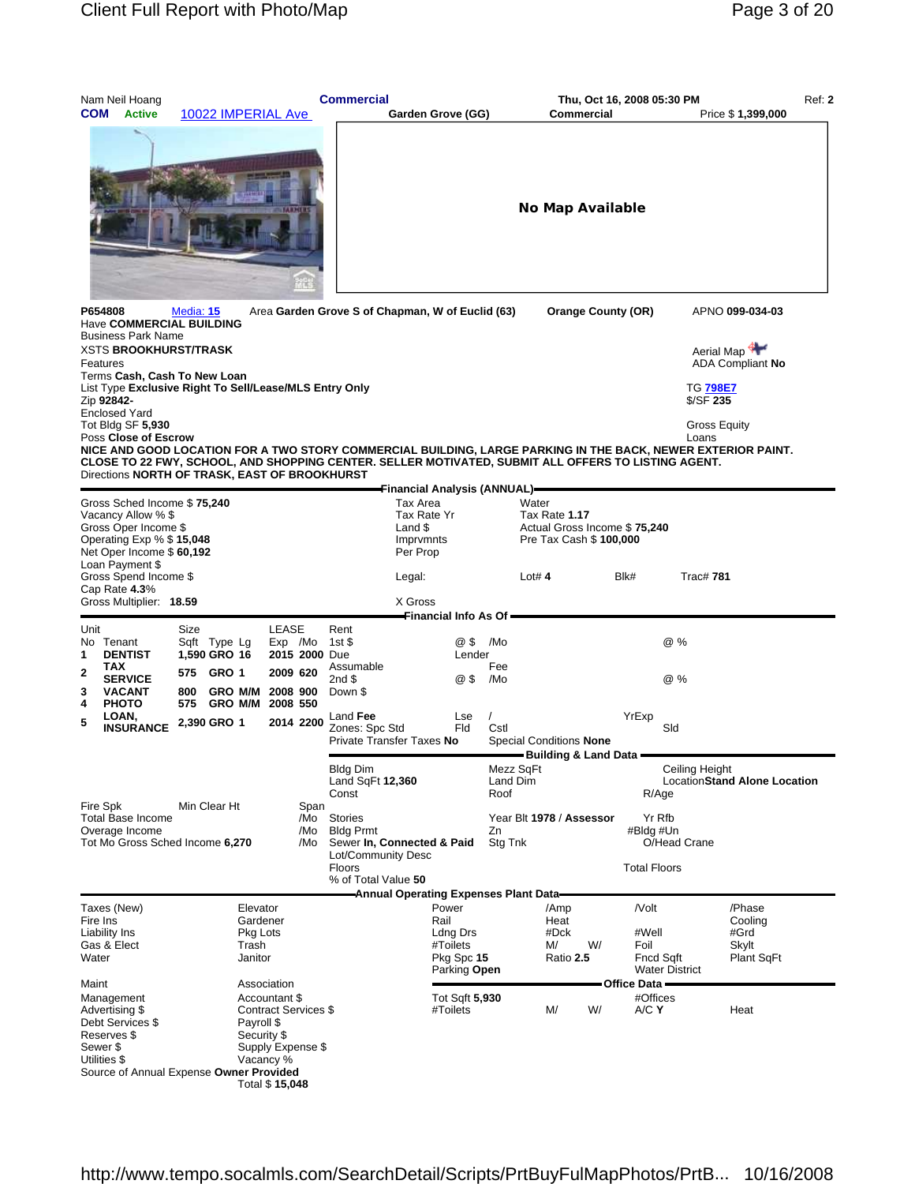Nam Neil Hoang **Commercial** Thu, Oct 16, 2008 05:30 PM Ref: 2

**COM** **Active** 10022 IMPERIAL Ave **Garden Grove (GG)** **Commercial** Price $ **1,399,000**

**No Map Available**

**P654808** Media: 15 Area **Garden Grove S of Chapman, W of Euclid (63)** **Orange County (OR)** APNO **099-034-03**

Have **COMMERCIAL BUILDING**
Business Park Name
XSTS **BROOKHURST/TRASK**
Features
Terms **Cash, Cash To New Loan**
List Type **Exclusive Right To Sell/Lease/MLS Entry Only**
Zip **92842-**
Enclosed Yard
Tot Bldg SF **5,930**
Poss **Close of Escrow**

Aerial Map
ADA Compliant **No**
TG **798E7**
$/SF **235**
Gross Equity
Loans

**NICE AND GOOD LOCATION FOR A TWO STORY COMMERCIAL BUILDING, LARGE PARKING IN THE BACK, NEWER EXTERIOR PAINT. CLOSE TO 22 FWY, SCHOOL, AND SHOPPING CENTER. SELLER MOTIVATED, SUBMIT ALL OFFERS TO LISTING AGENT.**

Directions **NORTH OF TRASK, EAST OF BROOKHURST**

## Financial Analysis (ANNUAL)

Gross Sched Income $ **75,240**
Vacancy Allow % $
Gross Oper Income $
Operating Exp % $ **15,048**
Net Oper Income $ **60,192**
Loan Payment $
Gross Spend Income $
Cap Rate **4.3**%
Gross Multiplier: **18.59**

Tax Area
Tax Rate Yr
Land $
Imprvmnts
Per Prop
Legal:
X Gross

Water
Tax Rate **1.17**
Actual Gross Income $ **75,240**
Pre Tax Cash $ **100,000**

Lot# **4** Blk# Trac# **781**

## Financial Info As Of

| Unit No | Tenant | Size Sqft | Type | Lg | LEASE Exp | /Mo |
|---|---|---|---|---|---|---|
| 1 | DENTIST | 1,590 | GRO | 16 | 2015 | 2000 |
| 2 | TAX SERVICE | 575 | GRO | 1 | 2009 | 620 |
| 3 | VACANT | 800 | GRO | M/M | 2008 | 900 |
| 4 | PHOTO | 575 | GRO | M/M | 2008 | 550 |
| 5 | LOAN, INSURANCE | 2,390 | GRO | 1 | 2014 | 2200 |

Rent
1st $ @ $ /Mo @ %
Due Lender
Assumable Fee
2nd $ @ $ /Mo @ %
Down $
Land **Fee** Lse / YrExp
Zones: Spc Std Fld Cstl Sld
Private Transfer Taxes **No** Special Conditions **None**

## Building & Land Data

Bldg Dim Mezz SqFt Ceiling Height
Land SqFt **12,360** Land Dim Location **Stand Alone Location**
Const Roof R/Age

Fire Spk Min Clear Ht Span
Total Base Income /Mo
Overage Income /Mo
Tot Mo Gross Sched Income **6,270** /Mo

Stories Year Blt **1978** / **Assessor** Yr Rfb
Bldg Prmt Zn #Bldg #Un
Sewer **In, Connected & Paid** Stg Tnk O/Head Crane
Lot/Community Desc
Floors Total Floors
% of Total Value **50**

## Annual Operating Expenses Plant Data

Taxes (New) Elevator
Fire Ins Gardener
Liability Ins Pkg Lots
Gas & Elect Trash
Water Janitor

Power /Amp /Volt /Phase
Rail Heat #Well Cooling
Ldng Drs #Dck Foil #Grd
#Toilets M/ W/ Skylt
Pkg Spc **15** Ratio **2.5** Fncd Sqft Plant SqFt
Parking **Open** Water District

Maint Association
Management Accountant $
Advertising $ Contract Services $
Debt Services $ Payroll $
Reserves $ Security $
Sewer $ Supply Expense $
Utilities $ Vacancy %
Source of Annual Expense **Owner Provided**
Total $ **15,048**

## Office Data

Tot Sqft **5,930** #Offices
#Toilets M/ W/ A/C **Y** Heat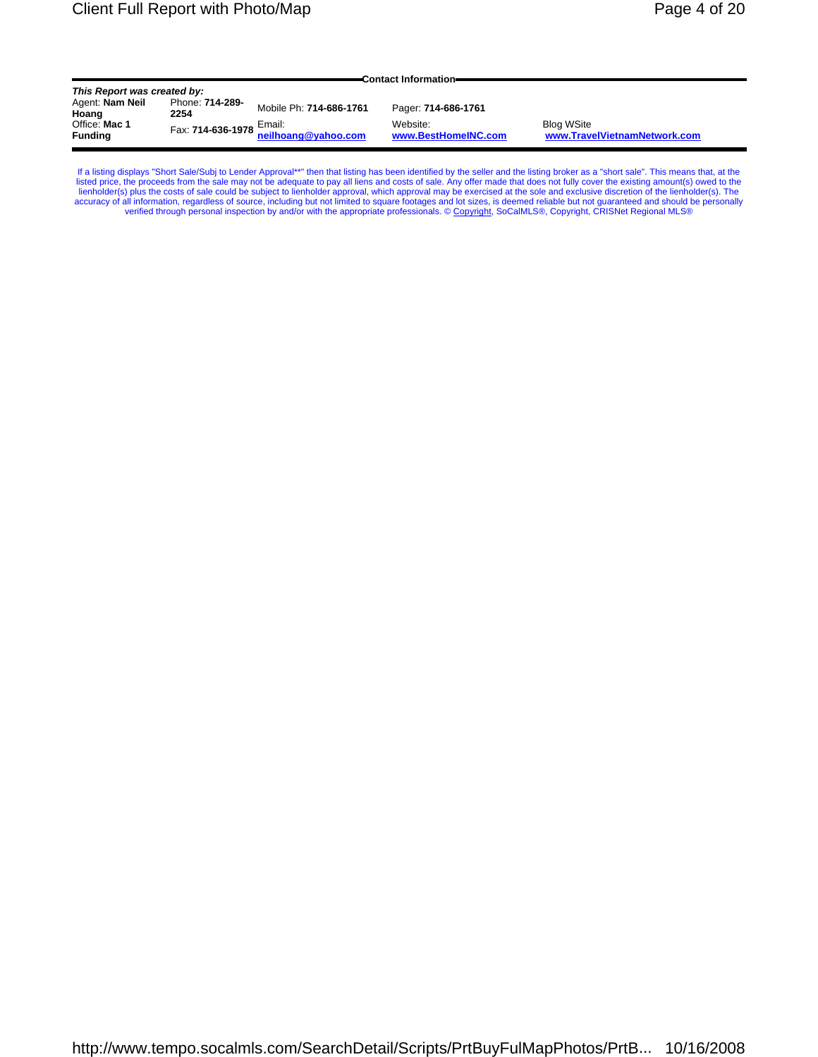## Contact Information

***This Report was created by:***

| | | | | |
|---|---|---|---|---|
| Agent: **Nam Neil Hoang** | Phone: **714-289-2254** | Mobile Ph: **714-686-1761** | Pager: **714-686-1761** | |
| Office: **Mac 1 Funding** | Fax: **714-636-1978** | Email: **neilhoang@yahoo.com** | Website: **www.BestHomeINC.com** | Blog WSite **www.TravelVietnamNetwork.com** |

If a listing displays "Short Sale/Subj to Lender Approval**" then that listing has been identified by the seller and the listing broker as a "short sale". This means that, at the listed price, the proceeds from the sale may not be adequate to pay all liens and costs of sale. Any offer made that does not fully cover the existing amount(s) owed to the lienholder(s) plus the costs of sale could be subject to lienholder approval, which approval may be exercised at the sole and exclusive discretion of the lienholder(s). The accuracy of all information, regardless of source, including but not limited to square footages and lot sizes, is deemed reliable but not guaranteed and should be personally verified through personal inspection by and/or with the appropriate professionals. © Copyright, SoCalMLS®, Copyright, CRISNet Regional MLS®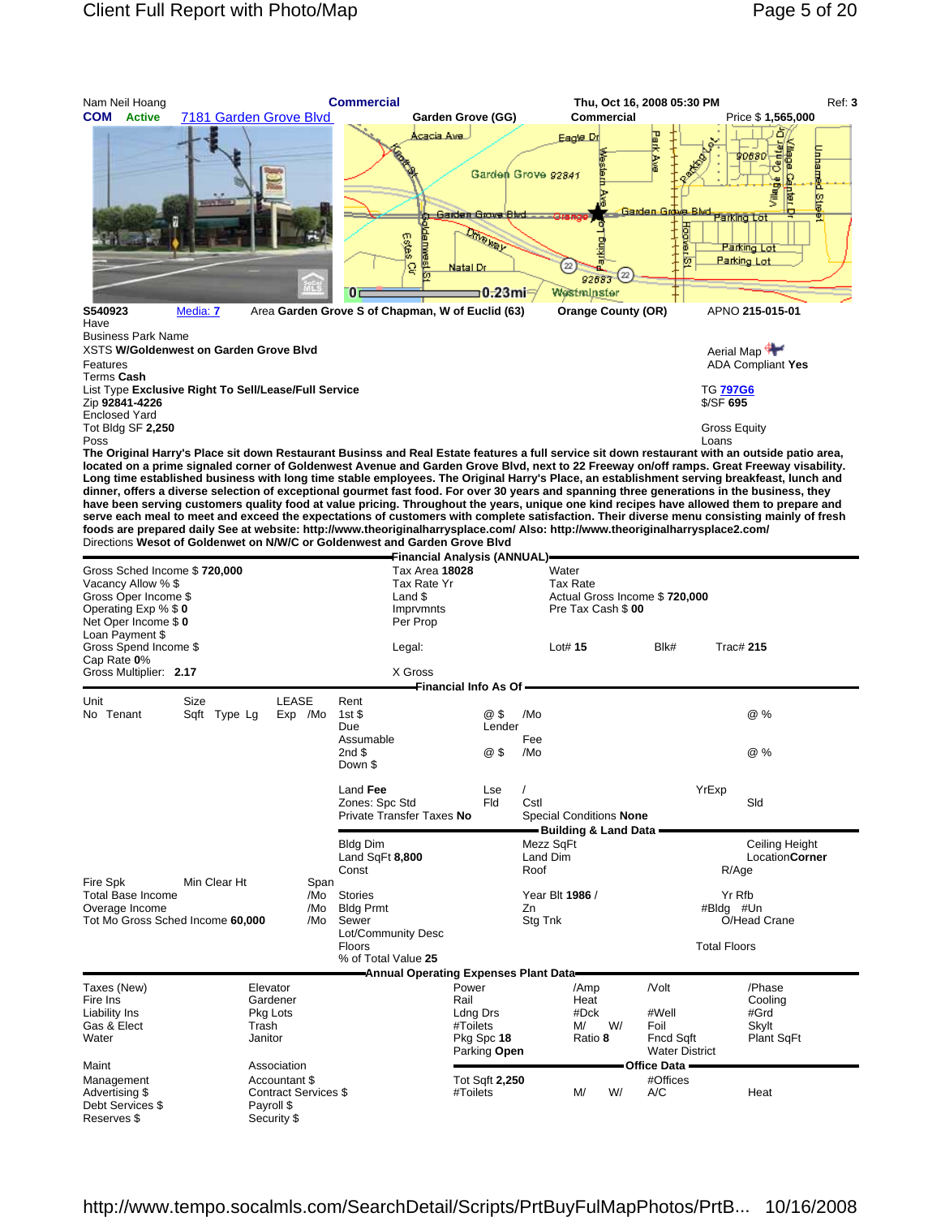Nam Neil Hoang | **Commercial** | **Thu, Oct 16, 2008 05:30 PM** | Ref: **3**

**COM** **Active** 7181 Garden Grove Blvd | **Garden Grove (GG)** | **Commercial** | Price $ **1,565,000**

Acacia Ave
Eagle Dr
Garden Grove 92841
Western Ave
Park Ave
90680
Garden Grove Blvd
Orange
Garden Grove Blvd
Parking Lot
Goldenwest St
Estes Cir
Driveway
Natal Dr
Parking Lot
Hoover St
Parking Lot
Parking Lot
22
92683
22
Westminster
0
0.23mi

**S540923** Media: 7 Area **Garden Grove S of Chapman, W of Euclid (63)** **Orange County (OR)** APNO **215-015-01**

Have

Business Park Name

XSTS **W/Goldenwest on Garden Grove Blvd**

Aerial Map

Features

ADA Compliant **Yes**

Terms **Cash**

List Type **Exclusive Right To Sell/Lease/Full Service**

TG **797G6**

Zip **92841-4226**

$/SF **695**

Enclosed Yard

Tot Bldg SF **2,250**

Gross Equity

Poss

Loans

**The Original Harry's Place sit down Restaurant Businss and Real Estate features a full service sit down restaurant with an outside patio area, located on a prime signaled corner of Goldenwest Avenue and Garden Grove Blvd, next to 22 Freeway on/off ramps. Great Freeway visability. Long time established business with long time stable employees. The Original Harry's Place, an establishment serving breakfeast, lunch and dinner, offers a diverse selection of exceptional gourmet fast food. For over 30 years and spanning three generations in the business, they have been serving customers quality food at value pricing. Throughout the years, unique one kind recipes have allowed them to prepare and serve each meal to meet and exceed the expectations of customers with complete satisfaction. Their diverse menu consisting mainly of fresh foods are prepared daily See at website: http://www.theoriginalharrysplace.com/ Also: http://www.theoriginalharrysplace2.com/**

Directions **Wesot of Goldenwet on N/W/C or Goldenwest and Garden Grove Blvd**

## Financial Analysis (ANNUAL)

| | | |
|---|---|---|
| Gross Sched Income $ **720,000** | Tax Area **18028** | Water |
| Vacancy Allow % $ | Tax Rate Yr | Tax Rate |
| Gross Oper Income $ | Land $ | Actual Gross Income $ **720,000** |
| Operating Exp % $ **0** | Imprvmnts | Pre Tax Cash $ **00** |
| Net Oper Income $ **0** | Per Prop | |
| Loan Payment $ | | |
| Gross Spend Income $ | Legal: | Lot# **15** Blk# Trac# **215** |
| Cap Rate **0%** | | |
| Gross Multiplier: **2.17** | X Gross | |

## Financial Info As Of

Unit No | Tenant | Size Sqft | Type | LEASE Lg Exp | Rent /Mo

| | | | |
|---|---|---|---|
| 1st $ | @ $ /Mo | | @ % |
| Due | Lender | | |
| Assumable | Fee | | |
| 2nd $ | @ $ /Mo | | @ % |
| Down $ | | | |
| Land **Fee** | Lse / | | YrExp |
| Zones: Spc Std | Fld Cstl | | Sld |
| Private Transfer Taxes **No** | Special Conditions **None** | | |

## Building & Land Data

| | | | |
|---|---|---|---|
| Fire Spk | Bldg Dim | Mezz SqFt | Ceiling Height |
| Min Clear Ht | Land SqFt **8,800** | Land Dim | Location **Corner** |
| Span | Const | Roof | R/Age |
| Total Base Income /Mo | Stories | Year Blt **1986** / | Yr Rfb |
| Overage Income /Mo | Bldg Prmt | Zn | #Bldg #Un |
| Tot Mo Gross Sched Income **60,000** /Mo | Sewer | Stg Tnk | O/Head Crane |
| | Lot/Community Desc | | |
| | Floors | | Total Floors |
| | % of Total Value **25** | | |

## Annual Operating Expenses Plant Data

| | | | | | |
|---|---|---|---|---|---|
| Taxes (New) | Elevator | Power | /Amp | /Volt | /Phase |
| Fire Ins | Gardener | Rail | Heat | | Cooling |
| Liability Ins | Pkg Lots | Ldng Drs | #Dck | #Well | #Grd |
| Gas & Elect | Trash | #Toilets | M/ W/ | Foil | Skylt |
| Water | Janitor | Pkg Spc **18** | Ratio **8** | Fncd Sqft | Plant SqFt |
| | | Parking **Open** | | Water District | |
| Maint | Association | | | | |

## Office Data

| | | | | | |
|---|---|---|---|---|---|
| Management | Accountant $ | Tot Sqft **2,250** | | #Offices | |
| Advertising $ | Contract Services $ | #Toilets | M/ W/ | A/C | Heat |
| Debt Services $ | Payroll $ | | | | |
| Reserves $ | Security $ | | | | |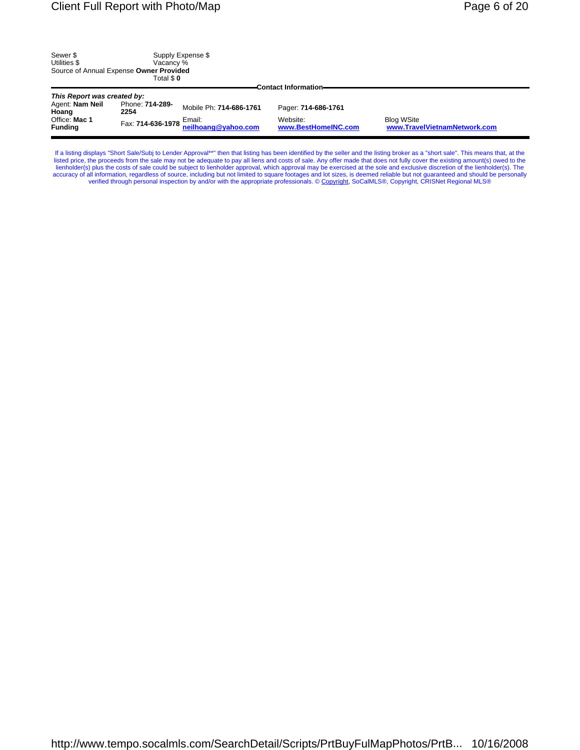Sewer $ Supply Expense $
Utilities $ Vacancy %
Source of Annual Expense **Owner Provided**
Total $ **0**

## Contact Information

***This Report was created by:***

| | | | | |
|---|---|---|---|---|
| Agent: **Nam Neil Hoang** | Phone: **714-289-2254** | Mobile Ph: **714-686-1761** | Pager: **714-686-1761** | |
| Office: **Mac 1 Funding** | Fax: **714-636-1978** | Email: **neilhoang@yahoo.com** | Website: **www.BestHomeINC.com** | Blog WSite **www.TravelVietnamNetwork.com** |

If a listing displays "Short Sale/Subj to Lender Approval**" then that listing has been identified by the seller and the listing broker as a "short sale". This means that, at the listed price, the proceeds from the sale may not be adequate to pay all liens and costs of sale. Any offer made that does not fully cover the existing amount(s) owed to the lienholder(s) plus the costs of sale could be subject to lienholder approval, which approval may be exercised at the sole and exclusive discretion of the lienholder(s). The accuracy of all information, regardless of source, including but not limited to square footages and lot sizes, is deemed reliable but not guaranteed and should be personally verified through personal inspection by and/or with the appropriate professionals. © Copyright, SoCalMLS®, Copyright, CRISNet Regional MLS®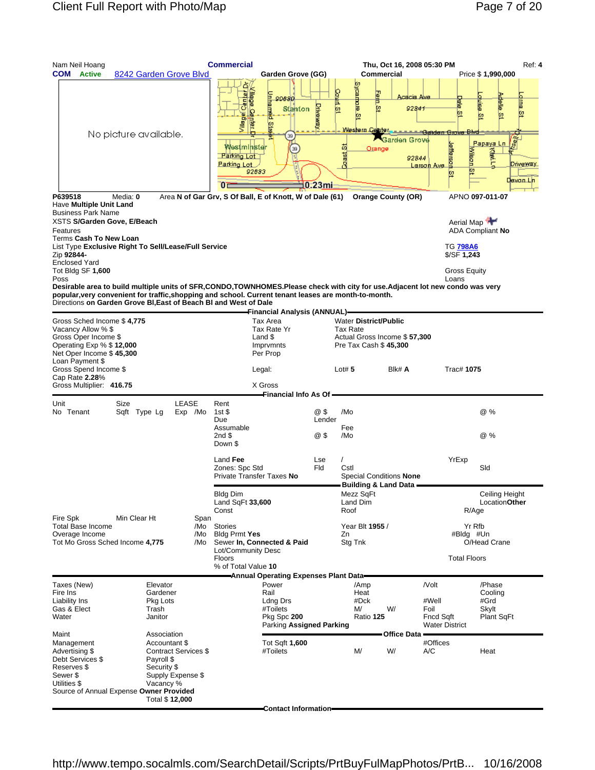Nam Neil Hoang | **Commercial** | **Thu, Oct 16, 2008 05:30 PM** | Ref: **4**

**COM** **Active** 8242 Garden Grove Blvd | **Garden Grove (GG)** | **Commercial** | Price $ **1,990,000**

No picture available.

**P639518** Media: **0** Area **N of Gar Grv, S Of Ball, E of Knott, W of Dale (61)** **Orange County (OR)** APNO **097-011-07**

Have **Multiple Unit Land**
Business Park Name
XSTS **S/Garden Gove, E/Beach**
Features
Terms **Cash To New Loan**
List Type **Exclusive Right To Sell/Lease/Full Service**
Zip **92844-**
Enclosed Yard
Tot Bldg SF **1,600**
Poss

Aerial Map
ADA Compliant **No**
TG **798A6**
$/SF **1,243**
Gross Equity
Loans

**Desirable area to build multiple units of SFR,CONDO,TOWNHOMES.Please check with city for use.Adjacent lot new condo was very popular,very convenient for traffic,shopping and school. Current tenant leases are month-to-month.**

Directions **on Garden Grove Bl,East of Beach Bl and West of Dale**

**Financial Analysis (ANNUAL)**

| | | |
|---|---|---|
| Gross Sched Income $ **4,775** | Tax Area | Water **District/Public** |
| Vacancy Allow % $ | Tax Rate Yr | Tax Rate |
| Gross Oper Income $ | Land $ | Actual Gross Income $ **57,300** |
| Operating Exp % $ **12,000** | Imprvmnts | Pre Tax Cash $ **45,300** |
| Net Oper Income $ **45,300** | Per Prop | |
| Loan Payment $ | | |
| Gross Spend Income $ | Legal: | Lot# **5** Blk# **A** Trac# **1075** |
| Cap Rate **2.28**% | | |
| Gross Multiplier: **416.75** | X Gross | |

**Financial Info As Of**

Unit No | Tenant | Size Sqft | Type | LEASE Lg | Exp | Rent /Mo

1st $ @ $ /Mo @ %
Due Lender
Assumable Fee
2nd $ @ $ /Mo @ %
Down $

Land **Fee** Lse / YrExp
Zones: Spc Std Fld Cstl Sld
Private Transfer Taxes **No** Special Conditions **None**

**Building & Land Data**

| | | |
|---|---|---|
| Bldg Dim | Mezz SqFt | Ceiling Height |
| Land SqFt **33,600** | Land Dim | Location **Other** |
| Const | Roof | R/Age |
| Stories | Year Blt **1955** / | Yr Rfb |
| Bldg Prmt **Yes** | Zn | #Bldg #Un |
| Sewer **In, Connected & Paid** | Stg Tnk | O/Head Crane |
| Lot/Community Desc | | |
| Floors | | Total Floors |
| % of Total Value **10** | | |

Fire Spk | Min Clear Ht | Span
Total Base Income /Mo
Overage Income /Mo
Tot Mo Gross Sched Income **4,775** /Mo

**Annual Operating Expenses Plant Data**

| | | | | | |
|---|---|---|---|---|---|
| Taxes (New) | Elevator | Power | /Amp | /Volt | /Phase |
| Fire Ins | Gardener | Rail | Heat | | Cooling |
| Liability Ins | Pkg Lots | Ldng Drs | #Dck | #Well | #Grd |
| Gas & Elect | Trash | #Toilets | M/ W/ | Foil | Skylt |
| Water | Janitor | Pkg Spc **200** | Ratio **125** | Fncd Sqft | Plant SqFt |
| | | Parking **Assigned Parking** | | Water District | |
| Maint | Association | | | | |

**Office Data**

Tot Sqft **1,600** #Offices
#Toilets M/ W/ A/C Heat

| | |
|---|---|
| Management | Accountant $ |
| Advertising $ | Contract Services $ |
| Debt Services $ | Payroll $ |
| Reserves $ | Security $ |
| Sewer $ | Supply Expense $ |
| Utilities $ | Vacancy % |

Source of Annual Expense **Owner Provided**
Total $ **12,000**

**Contact Information**

http://www.tempo.socalmls.com/SearchDetail/Scripts/PrtBuyFulMapPhotos/PrtB... 10/16/2008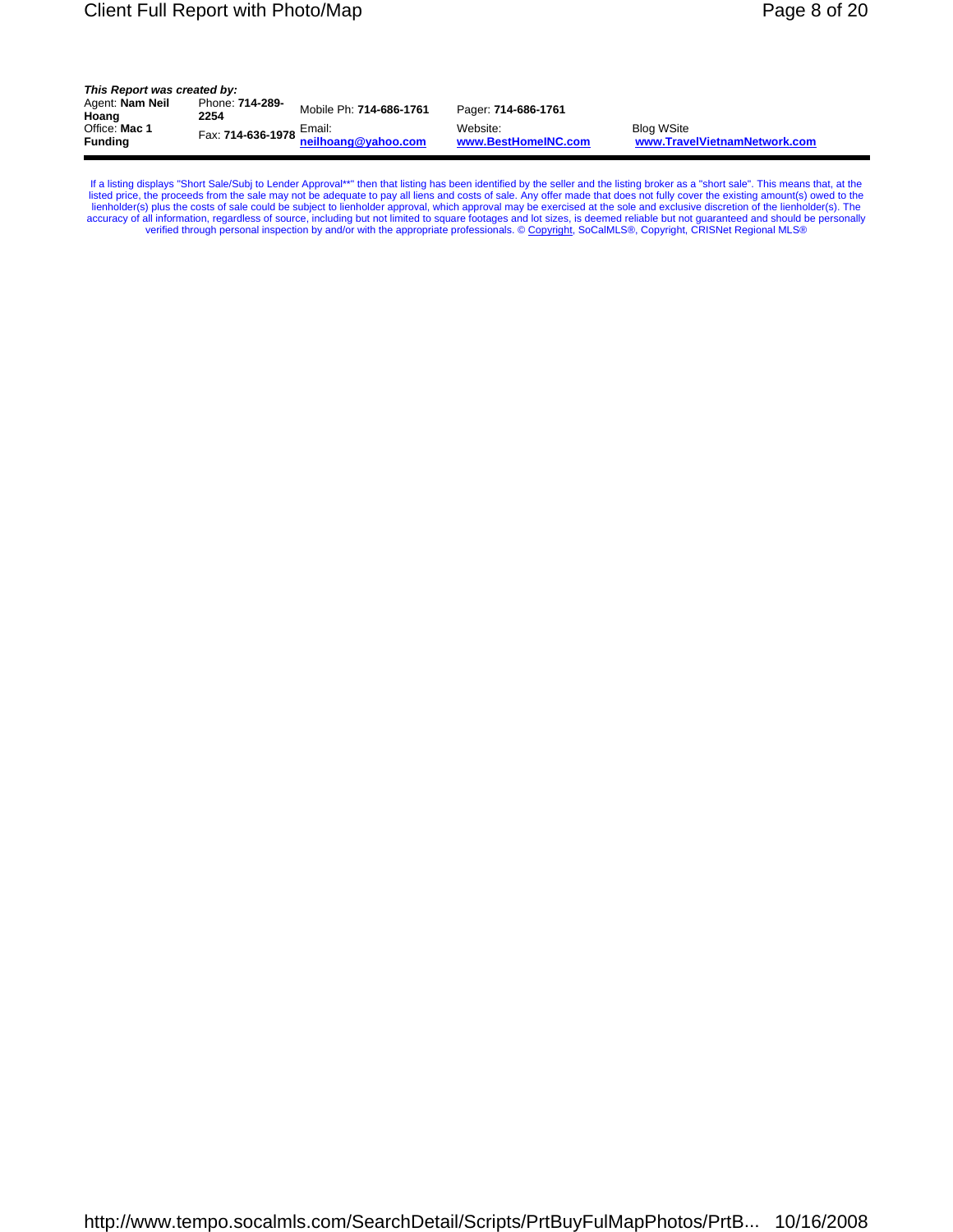***This Report was created by:***

| | | | | |
|---|---|---|---|---|
| Agent: **Nam Neil Hoang** | Phone: **714-289-2254** | Mobile Ph: **714-686-1761** | Pager: **714-686-1761** | |
| Office: **Mac 1 Funding** | Fax: **714-636-1978** | Email: **neilhoang@yahoo.com** | Website: **www.BestHomeINC.com** | Blog WSite **www.TravelVietnamNetwork.com** |

If a listing displays "Short Sale/Subj to Lender Approval**" then that listing has been identified by the seller and the listing broker as a "short sale". This means that, at the listed price, the proceeds from the sale may not be adequate to pay all liens and costs of sale. Any offer made that does not fully cover the existing amount(s) owed to the lienholder(s) plus the costs of sale could be subject to lienholder approval, which approval may be exercised at the sole and exclusive discretion of the lienholder(s). The accuracy of all information, regardless of source, including but not limited to square footages and lot sizes, is deemed reliable but not guaranteed and should be personally verified through personal inspection by and/or with the appropriate professionals. © Copyright, SoCalMLS®, Copyright, CRISNet Regional MLS®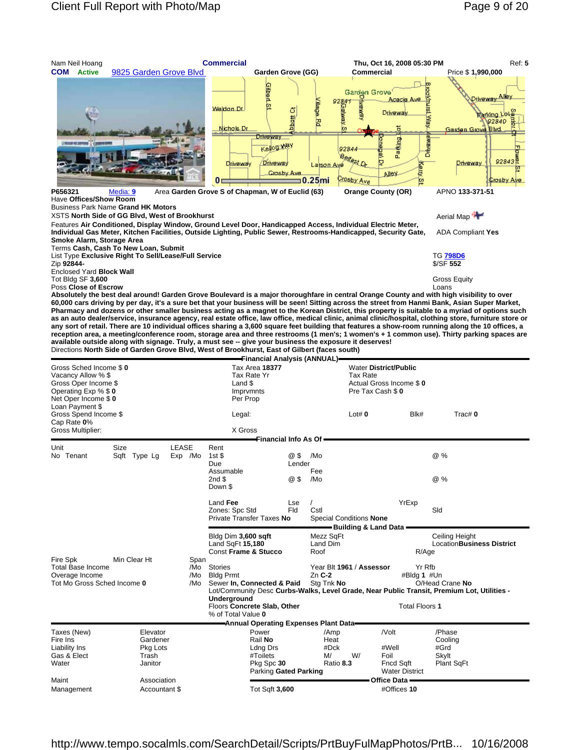Nam Neil Hoang | **Commercial** | Thu, Oct 16, 2008 05:30 PM | Ref: **5**

**COM** **Active** 9825 Garden Grove Blvd | Garden Grove (GG) | Commercial | Price $ **1,990,000**

**P656321** Media: **9** Area **Garden Grove S of Chapman, W of Euclid (63)** **Orange County (OR)** APNO **133-371-51**

Have **Offices/Show Room**

Business Park Name **Grand HK Motors**

XSTS **North Side of GG Blvd, West of Brookhurst**

Aerial Map

Features **Air Conditioned, Display Window, Ground Level Door, Handicapped Access, Individual Electric Meter, Individual Gas Meter, Kitchen Facilities, Outside Lighting, Public Sewer, Restrooms-Handicapped, Security Gate, Smoke Alarm, Storage Area**

ADA Compliant **Yes**

Terms **Cash, Cash To New Loan, Submit**

List Type **Exclusive Right To Sell/Lease/Full Service**

TG **798D6**

Zip **92844-**

$/SF **552**

Enclosed Yard **Block Wall**

Tot Bldg SF **3,600**

Gross Equity

Poss **Close of Escrow**

Loans

**Absolutely the best deal around! Garden Grove Boulevard is a major thoroughfare in central Orange County and with high visibility to over 60,000 cars driving by per day, it's a sure bet that your business will be seen! Sitting across the street from Hanmi Bank, Asian Super Market, Pharmacy and dozens or other smaller business acting as a magnet to the Korean District, this property is suitable to a myriad of options such as an auto dealer/service, insurance agency, real estate office, law office, medical clinic, animal clinic/hospital, clothing store, furniture store or any sort of retail. There are 10 individual offices sharing a 3,600 square feet building that features a show-room running along the 10 offices, a reception area, a meeting/conference room, storage area and three restrooms (1 men's; 1 women's + 1 common use). Thirty parking spaces are available outside along with signage. Truly, a must see -- give your business the exposure it deserves!**

Directions **North Side of Garden Grove Blvd, West of Brookhurst, East of Gilbert (faces south)**

## Financial Analysis (ANNUAL)

Gross Sched Income $ **0**
Vacancy Allow % $
Gross Oper Income $
Operating Exp % $ **0**
Net Oper Income $ **0**
Loan Payment $
Gross Spend Income $
Cap Rate **0**%
Gross Multiplier:

Tax Area **18377**
Tax Rate Yr
Land $
Imprvmnts
Per Prop
Legal:
X Gross

Water **District/Public**
Tax Rate
Actual Gross Income $ **0**
Pre Tax Cash $ **0**
Lot# **0** Blk# Trac# **0**

## Financial Info As Of

Unit No | Tenant | Size Sqft | Type | Lg | LEASE Exp | /Mo

Rent 1st $ @ $ /Mo @ %
Due Lender
Assumable Fee
2nd $ @ $ /Mo @ %
Down $

Land **Fee** Lse / YrExp
Zones: Spc Std Fld Cstl Sld
Private Transfer Taxes **No** Special Conditions **None**

## Building & Land Data

Bldg Dim **3,600 sqft** Mezz SqFt Ceiling Height
Land SqFt **15,180** Land Dim Location **Business District**
Const **Frame & Stucco** Roof R/Age

Fire Spk Min Clear Ht Span
Total Base Income /Mo Stories Year Blt **1961** / **Assessor** Yr Rfb
Overage Income /Mo Bldg Prmt Zn **C-2** #Bldg **1** #Un
Tot Mo Gross Sched Income **0** /Mo Sewer **In, Connected & Paid** Stg Tnk **No** O/Head Crane **No**

Lot/Community Desc **Curbs-Walks, Level Grade, Near Public Transit, Premium Lot, Utilities - Underground**
Floors **Concrete Slab, Other** Total Floors **1**
% of Total Value **0**

## Annual Operating Expenses Plant Data

Taxes (New) | Elevator | Power | /Amp | /Volt | /Phase
Fire Ins | Gardener | Rail **No** | Heat | | Cooling
Liability Ins | Pkg Lots | Ldng Drs | #Dck | #Well | #Grd
Gas & Elect | Trash | #Toilets | M/ W/ | Foil | Skylt
Water | Janitor | Pkg Spc **30** | Ratio **8.3** | Fncd Sqft | Plant SqFt
| | Parking **Gated Parking** | | Water District |

## Office Data

Maint | Association
Management | Accountant $ | Tot Sqft **3,600** | #Offices **10**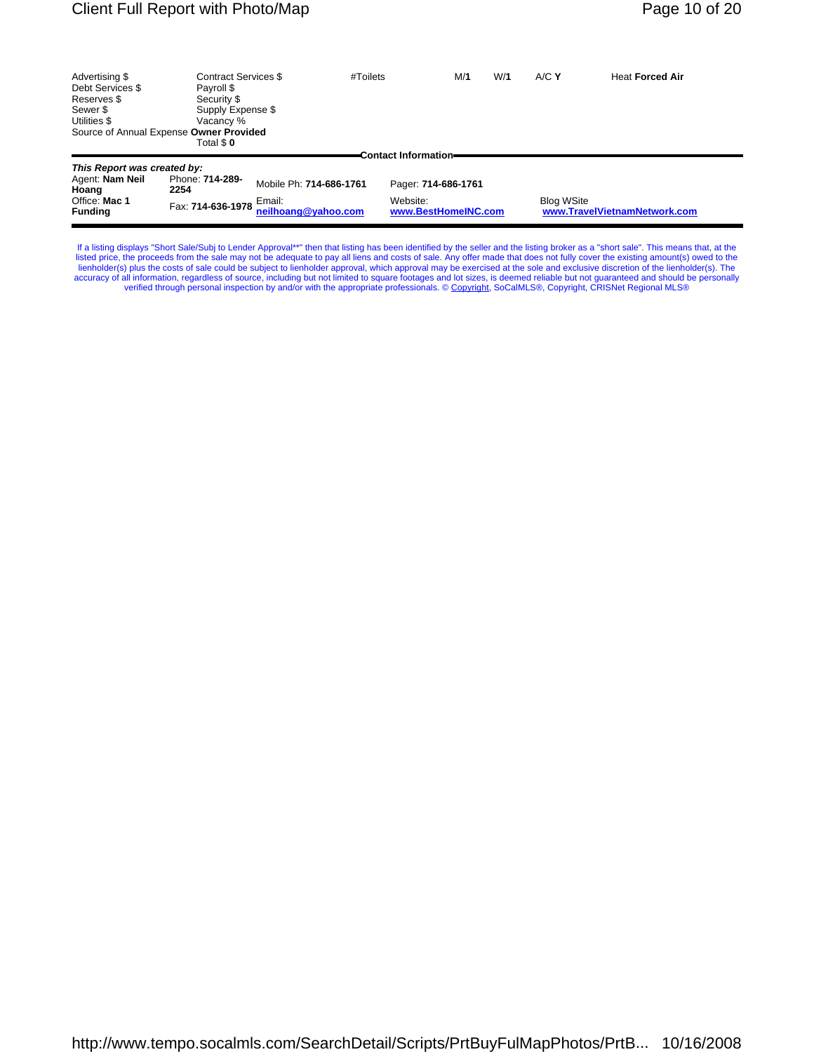| | | | | | | |
|---|---|---|---|---|---|---|
| Advertising $ | Contract Services $ | #Toilets | M/**1** | W/**1** | A/C **Y** | Heat **Forced Air** |
| Debt Services $ | Payroll $ | | | | | |
| Reserves $ | Security $ | | | | | |
| Sewer $ | Supply Expense $ | | | | | |
| Utilities $ | Vacancy % | | | | | |

Source of Annual Expense **Owner Provided**

Total $ **0**

**Contact Information**

***This Report was created by:***

| | | | | |
|---|---|---|---|---|
| Agent: **Nam Neil Hoang** | Phone: **714-289-2254** | Mobile Ph: **714-686-1761** | Pager: **714-686-1761** | |
| Office: **Mac 1 Funding** | Fax: **714-636-1978** | Email: **neilhoang@yahoo.com** | Website: **www.BestHomeINC.com** | Blog WSite **www.TravelVietnamNetwork.com** |

If a listing displays "Short Sale/Subj to Lender Approval**" then that listing has been identified by the seller and the listing broker as a "short sale". This means that, at the listed price, the proceeds from the sale may not be adequate to pay all liens and costs of sale. Any offer made that does not fully cover the existing amount(s) owed to the lienholder(s) plus the costs of sale could be subject to lienholder approval, which approval may be exercised at the sole and exclusive discretion of the lienholder(s). The accuracy of all information, regardless of source, including but not limited to square footages and lot sizes, is deemed reliable but not guaranteed and should be personally verified through personal inspection by and/or with the appropriate professionals. © Copyright, SoCalMLS®, Copyright, CRISNet Regional MLS®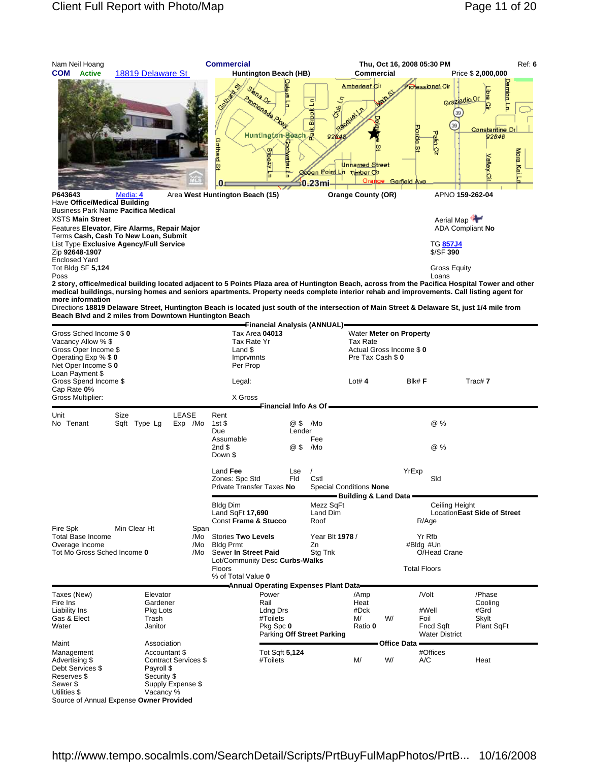Nam Neil Hoang | **Commercial** | **Thu, Oct 16, 2008 05:30 PM** | Ref: **6**

**COM** **Active** 18819 Delaware St | **Huntington Beach (HB)** | **Commercial** | Price $ **2,000,000**

P643643 Media: 4 Area **West Huntington Beach (15)** **Orange County (OR)** APNO **159-262-04**

Have **Office/Medical Building**
Business Park Name **Pacifica Medical**
XSTS **Main Street**
Features **Elevator, Fire Alarms, Repair Major**
Terms **Cash, Cash To New Loan, Submit**
List Type **Exclusive Agency/Full Service**
Zip **92648-1907**
Enclosed Yard
Tot Bldg SF **5,124**
Poss

Aerial Map
ADA Compliant **No**
TG **857J4**
$/SF **390**
Gross Equity
Loans

**2 story, office/medical building located adjacent to 5 Points Plaza area of Huntington Beach, across from the Pacifica Hospital Tower and other medical buildings, nursing homes and seniors apartments. Property needs complete interior rehab and improvements. Call listing agent for more information**

Directions **18819 Delaware Street, Huntington Beach is located just south of the intersection of Main Street & Delaware St, just 1/4 mile from Beach Blvd and 2 miles from Downtown Huntington Beach**

## Financial Analysis (ANNUAL)

Gross Sched Income $ **0**
Vacancy Allow % $
Gross Oper Income $
Operating Exp % $ **0**
Net Oper Income $ **0**
Loan Payment $
Gross Spend Income $
Cap Rate **0%**
Gross Multiplier:

Tax Area **04013**
Tax Rate Yr
Land $
Imprvmnts
Per Prop
Legal:
X Gross

Water **Meter on Property**
Tax Rate
Actual Gross Income $ **0**
Pre Tax Cash $ **0**

Lot# **4** Blk# **F** Trac# **7**

## Financial Info As Of

Unit No | Tenant | Size Sqft | Type | LEASE Lg | Exp | Rent /Mo

1st $ @ $ /Mo @ %
Due Lender
Assumable Fee
2nd $ @ $ /Mo @ %
Down $

Land **Fee** Lse / YrExp
Zones: Spc Std Fld Cstl Sld
Private Transfer Taxes **No** Special Conditions **None**

## Building & Land Data

Bldg Dim
Land SqFt **17,690**
Const **Frame & Stucco**
Mezz SqFt
Land Dim
Roof
Ceiling Height
Location **East Side of Street**
R/Age

Fire Spk
Min Clear Ht
Span
Total Base Income /Mo
Overage Income /Mo
Tot Mo Gross Sched Income **0** /Mo

Stories **Two Levels**
Bldg Prmt
Sewer **In Street Paid**
Lot/Community Desc **Curbs-Walks**
Floors
% of Total Value **0**

Year Blt **1978** /
Zn
Stg Tnk

Yr Rfb
#Bldg #Un
O/Head Crane
Total Floors

## Annual Operating Expenses Plant Data

Taxes (New)
Fire Ins
Liability Ins
Gas & Elect
Water

Elevator
Gardener
Pkg Lots
Trash
Janitor

Power
Rail
Ldng Drs
#Toilets
Pkg Spc **0**
Parking **Off Street Parking**

/Amp
Heat
#Dck
M/ W/
Ratio **0**

/Volt
#Well
Foil
Fncd Sqft
Water District

/Phase
Cooling
#Grd
Skylt
Plant SqFt

Maint
Management
Advertising $
Debt Services $
Reserves $
Sewer $
Utilities $
Source of Annual Expense **Owner Provided**

Association
Accountant $
Contract Services $
Payroll $
Security $
Supply Expense $
Vacancy %

## Office Data

Tot Sqft **5,124**
#Toilets
M/ W/
#Offices
A/C
Heat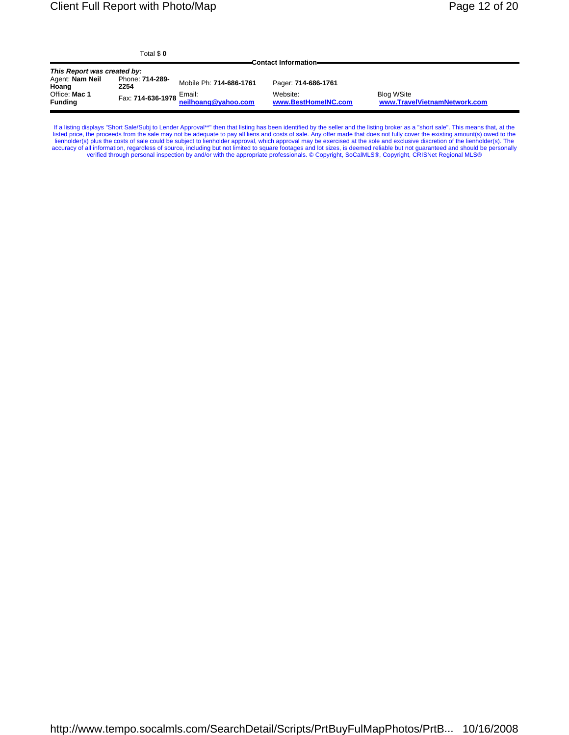Total $ **0**

**Contact Information**

***This Report was created by:***

| | | | | |
|---|---|---|---|---|
| Agent: **Nam Neil Hoang** | Phone: **714-289-2254** | Mobile Ph: **714-686-1761** | Pager: **714-686-1761** | |
| Office: **Mac 1 Funding** | Fax: **714-636-1978** | Email: **neilhoang@yahoo.com** | Website: **www.BestHomeINC.com** | Blog WSite **www.TravelVietnamNetwork.com** |

If a listing displays "Short Sale/Subj to Lender Approval**" then that listing has been identified by the seller and the listing broker as a "short sale". This means that, at the listed price, the proceeds from the sale may not be adequate to pay all liens and costs of sale. Any offer made that does not fully cover the existing amount(s) owed to the lienholder(s) plus the costs of sale could be subject to lienholder approval, which approval may be exercised at the sole and exclusive discretion of the lienholder(s). The accuracy of all information, regardless of source, including but not limited to square footages and lot sizes, is deemed reliable but not guaranteed and should be personally verified through personal inspection by and/or with the appropriate professionals. © Copyright, SoCalMLS®, Copyright, CRISNet Regional MLS®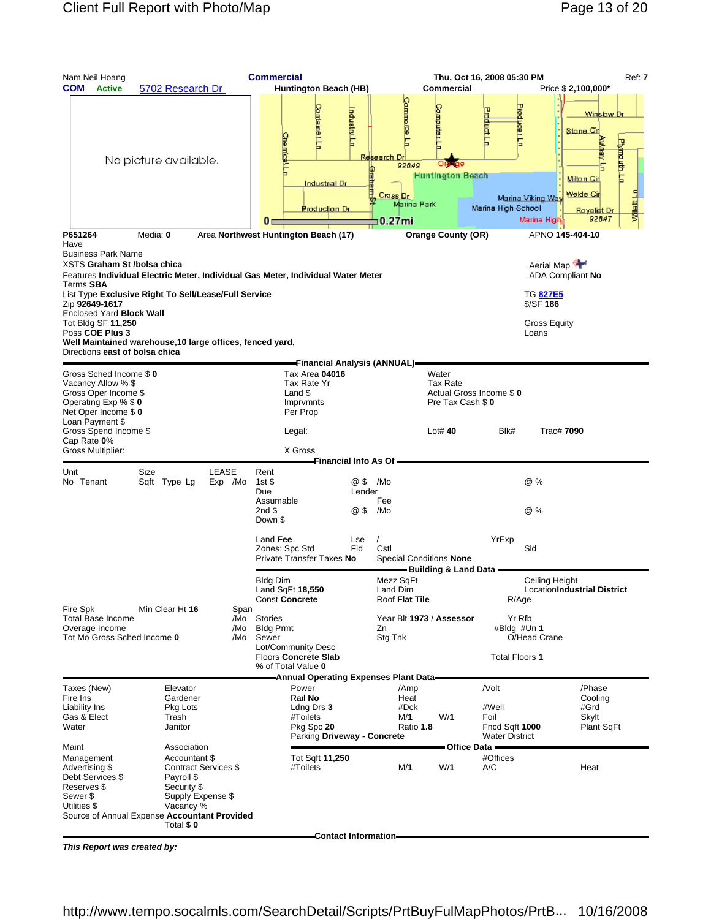Nam Neil Hoang | **Commercial** | **Thu, Oct 16, 2008 05:30 PM** | Ref: **7**

**COM** **Active** 5702 Research Dr | **Huntington Beach (HB)** | **Commercial** | Price $ **2,100,000***

No picture available.

**P651264** Media: **0** Area **Northwest Huntington Beach (17)** **Orange County (OR)** APNO **145-404-10**

Have

Business Park Name

XSTS **Graham St /bolsa chica**

Features **Individual Electric Meter, Individual Gas Meter, Individual Water Meter**

Terms **SBA**

List Type **Exclusive Right To Sell/Lease/Full Service**

Zip **92649-1617**

Enclosed Yard **Block Wall**

Tot Bldg SF **11,250**

Poss **COE Plus 3**

**Well Maintained warehouse,10 large offices, fenced yard,**

Directions **east of bolsa chica**

Aerial Map

ADA Compliant **No**

TG **827E5**

$/SF **186**

Gross Equity

Loans

## Financial Analysis (ANNUAL)

Gross Sched Income $ **0**
Vacancy Allow % $
Gross Oper Income $
Operating Exp % $ **0**
Net Oper Income $ **0**
Loan Payment $
Gross Spend Income $
Cap Rate **0%**
Gross Multiplier:

Tax Area **04016**
Tax Rate Yr
Land $
Imprvmnts
Per Prop
Legal:
X Gross

Water
Tax Rate
Actual Gross Income $ **0**
Pre Tax Cash $ **0**

Lot# **40** Blk# Trac# **7090**

## Financial Info As Of

Unit No Tenant | Size Sqft Type Lg | LEASE Exp /Mo

Rent
1st $ @ $ /Mo @ %
Due Lender
Assumable Fee
2nd $ @ $ /Mo @ %
Down $

Land **Fee** Lse / YrExp
Zones: Spc Std Fld Cstl Sld
Private Transfer Taxes **No** Special Conditions **None**

## Building & Land Data

Bldg Dim | Mezz SqFt | Ceiling Height
Land SqFt **18,550** | Land Dim | Location**Industrial District**
Const **Concrete** | Roof **Flat Tile** | R/Age

Fire Spk | Min Clear Ht **16** | Span
Total Base Income /Mo | Stories | Year Blt **1973** / **Assessor** | Yr Rfb
Overage Income /Mo | Bldg Prmt | Zn | #Bldg #Un **1**
Tot Mo Gross Sched Income **0** /Mo | Sewer | Stg Tnk | O/Head Crane

Lot/Community Desc
Floors **Concrete Slab** | Total Floors **1**
% of Total Value **0**

## Annual Operating Expenses Plant Data

Taxes (New) | Elevator
Fire Ins | Gardener
Liability Ins | Pkg Lots
Gas & Elect | Trash
Water | Janitor

Power /Amp /Volt /Phase
Rail **No** Heat Cooling
Ldng Drs **3** #Dck #Well #Grd
#Toilets M/**1** W/**1** Foil Skylt
Pkg Spc **20** Ratio **1.8** Fncd Sqft **1000** Plant SqFt
Parking **Driveway - Concrete** Water District

Maint | Association
Management | Accountant $
Advertising $ | Contract Services $
Debt Services $ | Payroll $
Reserves $ | Security $
Sewer $ | Supply Expense $
Utilities $ | Vacancy %
Source of Annual Expense **Accountant Provided**
Total $ **0**

## Office Data

Tot Sqft **11,250** #Offices
#Toilets M/**1** W/**1** A/C Heat

## Contact Information

*This Report was created by:*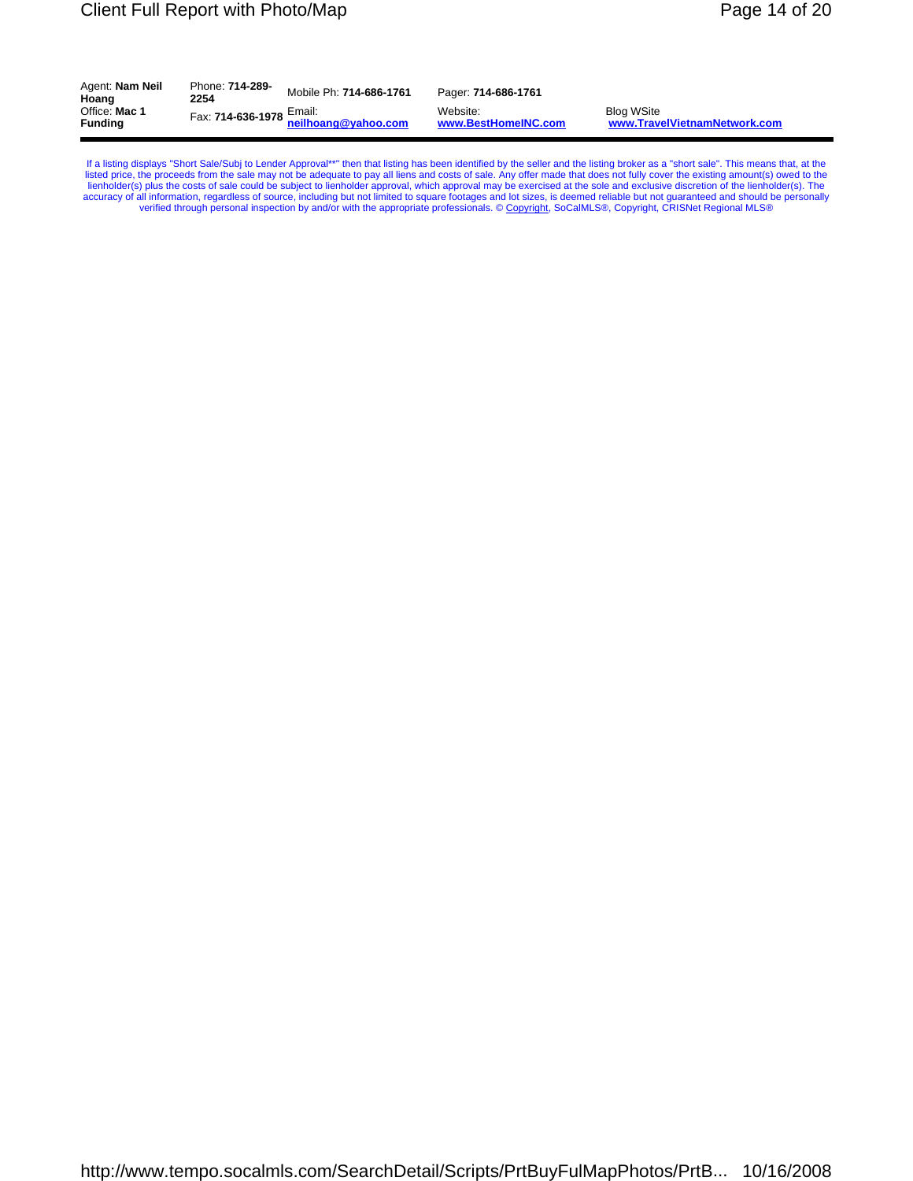| | | | | |
|---|---|---|---|---|
| Agent: **Nam Neil Hoang** | Phone: **714-289-2254** | Mobile Ph: **714-686-1761** | Pager: **714-686-1761** | |
| Office: **Mac 1 Funding** | Fax: **714-636-1978** | Email: **neilhoang@yahoo.com** | Website: **www.BestHomeINC.com** | Blog WSite **www.TravelVietnamNetwork.com** |

If a listing displays "Short Sale/Subj to Lender Approval**" then that listing has been identified by the seller and the listing broker as a "short sale". This means that, at the listed price, the proceeds from the sale may not be adequate to pay all liens and costs of sale. Any offer made that does not fully cover the existing amount(s) owed to the lienholder(s) plus the costs of sale could be subject to lienholder approval, which approval may be exercised at the sole and exclusive discretion of the lienholder(s). The accuracy of all information, regardless of source, including but not limited to square footages and lot sizes, is deemed reliable but not guaranteed and should be personally verified through personal inspection by and/or with the appropriate professionals. © Copyright, SoCalMLS®, Copyright, CRISNet Regional MLS®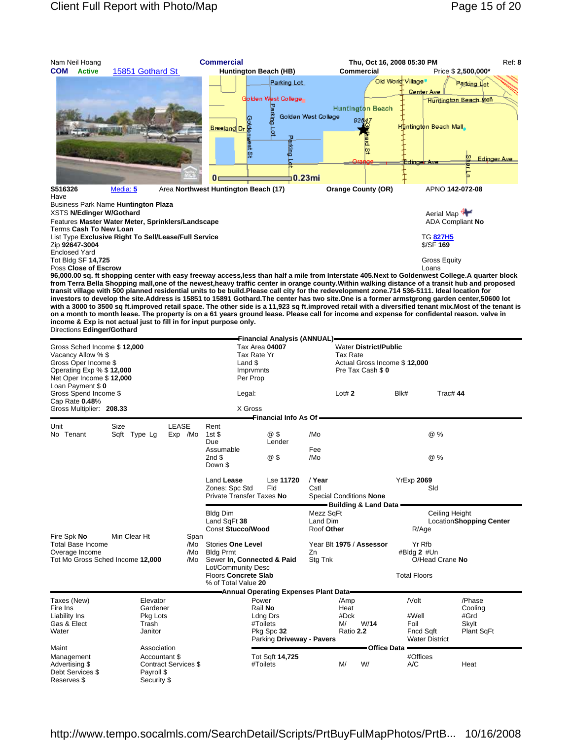Nam Neil Hoang | **Commercial** | Thu, Oct 16, 2008 05:30 PM | Ref: **8**

**COM** **Active** 15851 Gothard St | Huntington Beach (HB) | Commercial | Price $ **2,500,000***

Parking Lot
Old World Village
Parking Lot
Center Ave
Golden West College
Huntington Beach Mall
Huntington Beach
Golden West College
92647
Breeland Dr
Goldenwest St
Parking Lot
Parking Lot
Huntington Beach Mall
Gothard St
Orange
Edinger Ave
Edinger Ave
Sher Ln
0
0.23mi

**S516326** Media: 5 Area **Northwest Huntington Beach (17)** **Orange County (OR)** APNO **142-072-08**

Have

Business Park Name **Huntington Plaza**

XSTS **N/Edinger W/Gothard**

Features **Master Water Meter, Sprinklers/Landscape**

Terms **Cash To New Loan**

List Type **Exclusive Right To Sell/Lease/Full Service**

Zip **92647-3004**

Enclosed Yard

Tot Bldg SF **14,725**

Poss **Close of Escrow**

Aerial Map

ADA Compliant **No**

TG **827H5**

$/SF **169**

Gross Equity

Loans

**96,000.00 sq. ft shopping center with easy freeway access,less than half a mile from Interstate 405.Next to Goldenwest College.A quarter block from Terra Bella Shopping mall,one of the newest,heavy traffic center in orange county.Within walking distance of a transit hub and proposed transit village with 500 planned residential units to be build.Please call city for the redevelopment zone.714 536-5111. Ideal location for investors to develop the site.Address is 15851 to 15891 Gothard.The center has two site.One is a former armstgrong garden center,50600 lot with a 3000 to 3500 sq ft.improved retail space. The other side is a 11,923 sq ft.improved retail with a diversified tenant mix.Most of the tenant is on a month to month lease. The property is on a 61 years ground lease. Please call for income and expense for confidental reason. valve in income & Exp is not actual just to fill in for input purpose only.**

Directions **Edinger/Gothard**

## Financial Analysis (ANNUAL)

Gross Sched Income $ **12,000**
Vacancy Allow % $
Gross Oper Income $
Operating Exp % $ **12,000**
Net Oper Income $ **12,000**
Loan Payment $ **0**
Gross Spend Income $
Cap Rate **0.48**%
Gross Multiplier: **208.33**

Tax Area **04007**
Tax Rate Yr
Land $
Imprvmnts
Per Prop
Legal:
X Gross

Water **District/Public**
Tax Rate
Actual Gross Income $ **12,000**
Pre Tax Cash $ **0**

Lot# **2** Blk# Trac# **44**

## Financial Info As Of

| Unit No | Tenant | Size Sqft | Type | Lg | LEASE Exp | /Mo | Rent |
|---|---|---|---|---|---|---|---|

1st $ @ $ /Mo @ %
Due Lender
Assumable Fee
2nd $ @ $ /Mo @ %
Down $

Land **Lease** Lse **11720** / **Year** YrExp **2069**
Zones: Spc Std Fld Cstl Sld
Private Transfer Taxes **No** Special Conditions **None**

## Building & Land Data

Bldg Dim
Land SqFt **38**
Const **Stucco/Wood**
Mezz SqFt
Land Dim
Roof **Other**
Ceiling Height
Location**Shopping Center**
R/Age

Fire Spk **No** Min Clear Ht Span
Total Base Income /Mo
Overage Income /Mo
Tot Mo Gross Sched Income **12,000** /Mo

Stories **One Level**
Bldg Prmt
Sewer **In, Connected & Paid**
Lot/Community Desc
Floors **Concrete Slab**
% of Total Value **20**

Year Blt **1975** / **Assessor**
Zn
Stg Tnk

Yr Rfb
#Bldg **2** #Un
O/Head Crane **No**
Total Floors

## Annual Operating Expenses Plant Data

Taxes (New)
Fire Ins
Liability Ins
Gas & Elect
Water

Elevator
Gardener
Pkg Lots
Trash
Janitor

Power /Amp /Volt /Phase
Rail **No** Heat Cooling
Ldng Drs #Dck #Well #Grd
#Toilets M/ W/**14** Foil Skylt
Pkg Spc **32** Ratio **2.2** Fncd Sqft Plant SqFt
Parking **Driveway - Pavers** Water District

Maint
Management
Advertising $
Debt Services $
Reserves $

Association
Accountant $
Contract Services $
Payroll $
Security $

## Office Data

Tot Sqft **14,725** #Offices
#Toilets M/ W/ A/C Heat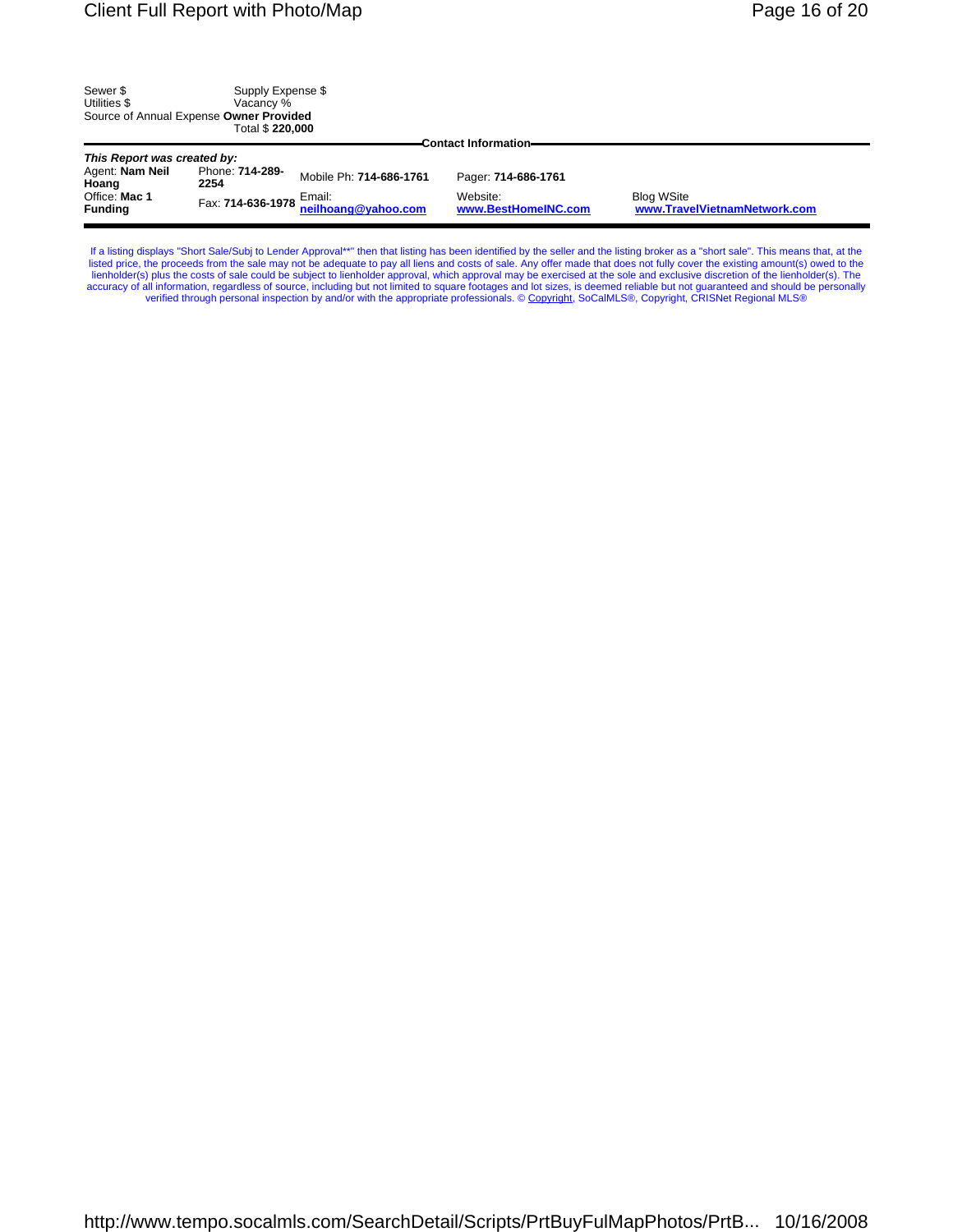| | |
|---|---|
| Sewer $ | Supply Expense $ |
| Utilities $ | Vacancy % |
| Source of Annual Expense **Owner Provided** | Total $ **220,000** |

## Contact Information

***This Report was created by:***

| | | | | |
|---|---|---|---|---|
| Agent: **Nam Neil Hoang** | Phone: **714-289-2254** | Mobile Ph: **714-686-1761** | Pager: **714-686-1761** | |
| Office: **Mac 1 Funding** | Fax: **714-636-1978** | Email: **neilhoang@yahoo.com** | Website: **www.BestHomeINC.com** | Blog WSite **www.TravelVietnamNetwork.com** |

If a listing displays "Short Sale/Subj to Lender Approval**" then that listing has been identified by the seller and the listing broker as a "short sale". This means that, at the listed price, the proceeds from the sale may not be adequate to pay all liens and costs of sale. Any offer made that does not fully cover the existing amount(s) owed to the lienholder(s) plus the costs of sale could be subject to lienholder approval, which approval may be exercised at the sole and exclusive discretion of the lienholder(s). The accuracy of all information, regardless of source, including but not limited to square footages and lot sizes, is deemed reliable but not guaranteed and should be personally verified through personal inspection by and/or with the appropriate professionals. © Copyright, SoCalMLS®, Copyright, CRISNet Regional MLS®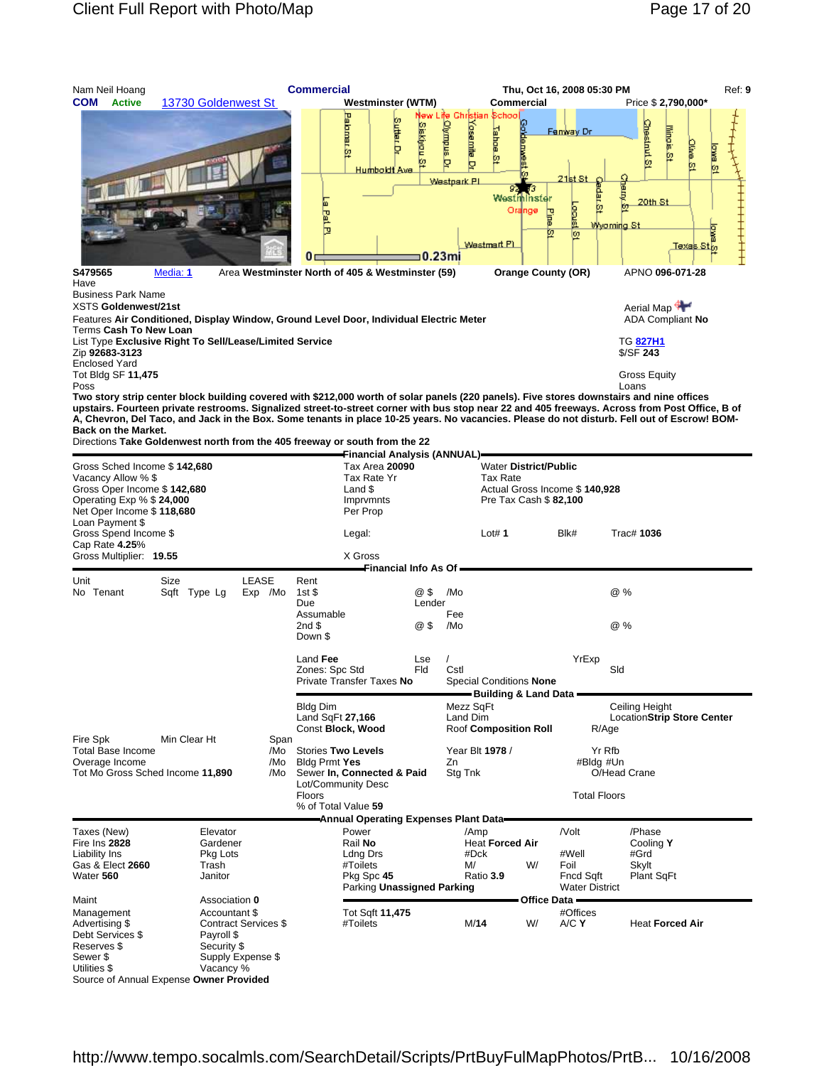Nam Neil Hoang — **Commercial** — Thu, Oct 16, 2008 05:30 PM — Ref: 9

**COM** **Active** 13730 Goldenwest St — Westminster (WTM) — **Commercial** — Price $ **2,790,000***

0 ▬ 0.23mi

**S479565** Media: **1** Area **Westminster North of 405 & Westminster (59)** **Orange County (OR)** APNO **096-071-28**

Have
Business Park Name
XSTS **Goldenwest/21st**
Features **Air Conditioned, Display Window, Ground Level Door, Individual Electric Meter**
Terms **Cash To New Loan**
List Type **Exclusive Right To Sell/Lease/Limited Service**
Zip **92683-3123**
Enclosed Yard
Tot Bldg SF **11,475**
Poss

Aerial Map
ADA Compliant **No**
TG **827H1**
$/SF **243**
Gross Equity
Loans

**Two story strip center block building covered with $212,000 worth of solar panels (220 panels). Five stores downstairs and nine offices upstairs. Fourteen private restrooms. Signalized street-to-street corner with bus stop near 22 and 405 freeways. Across from Post Office, B of A, Chevron, Del Taco, and Jack in the Box. Some tenants in place 10-25 years. No vacancies. Please do not disturb. Fell out of Escrow! BOM-Back on the Market.**

Directions **Take Goldenwest north from the 405 freeway or south from the 22**

## Financial Analysis (ANNUAL)

Gross Sched Income $ **142,680**
Vacancy Allow % $
Gross Oper Income $ **142,680**
Operating Exp % $ **24,000**
Net Oper Income $ **118,680**
Loan Payment $
Gross Spend Income $
Cap Rate **4.25%**
Gross Multiplier: **19.55**

Tax Area **20090**
Tax Rate Yr
Land $
Imprvmnts
Per Prop

Water District/Public
Tax Rate
Actual Gross Income $ **140,928**
Pre Tax Cash $ **82,100**

Legal: Lot# **1** Blk# Trac# **1036**

X Gross

## Financial Info As Of

Unit No / Tenant / Size Sqft / Type / LEASE Lg / Exp / Rent /Mo

1st $ @ $ /Mo @ %
Due Lender
Assumable Fee
2nd $ @ $ /Mo @ %
Down $

Land **Fee** Lse / YrExp
Zones: Spc Std Fld Cstl Sld
Private Transfer Taxes **No** Special Conditions **None**

## Building & Land Data

Bldg Dim
Land SqFt **27,166**
Const **Block, Wood**
Mezz SqFt
Land Dim
Roof **Composition Roll**
Ceiling Height
Location **Strip Store Center**
R/Age

Fire Spk Min Clear Ht Span
Total Base Income /Mo
Overage Income /Mo
Tot Mo Gross Sched Income **11,890** /Mo

Stories **Two Levels**
Bldg Prmt **Yes**
Sewer **In, Connected & Paid**
Lot/Community Desc
Floors
% of Total Value **59**

Year Blt **1978** /
Zn
Stg Tnk

Yr Rfb
#Bldg #Un
O/Head Crane
Total Floors

## Annual Operating Expenses / Plant Data

Taxes (New)
Fire Ins **2828**
Liability Ins
Gas & Elect **2660**
Water **560**

Elevator
Gardener
Pkg Lots
Trash
Janitor

Power /Amp /Volt /Phase
Rail **No** Heat **Forced Air** Cooling **Y**
Ldng Drs #Dck #Well #Grd
#Toilets M/ W/ Foil Skylt
Pkg Spc **45** Ratio **3.9** Fncd Sqft Plant SqFt
Parking **Unassigned Parking** Water District

Maint
Management
Advertising $
Debt Services $
Reserves $
Sewer $
Utilities $
Source of Annual Expense **Owner Provided**

Association **0**
Accountant $
Contract Services $
Payroll $
Security $
Supply Expense $
Vacancy %

## Office Data

Tot Sqft **11,475** #Offices
#Toilets M/**14** W/ A/C **Y** Heat **Forced Air**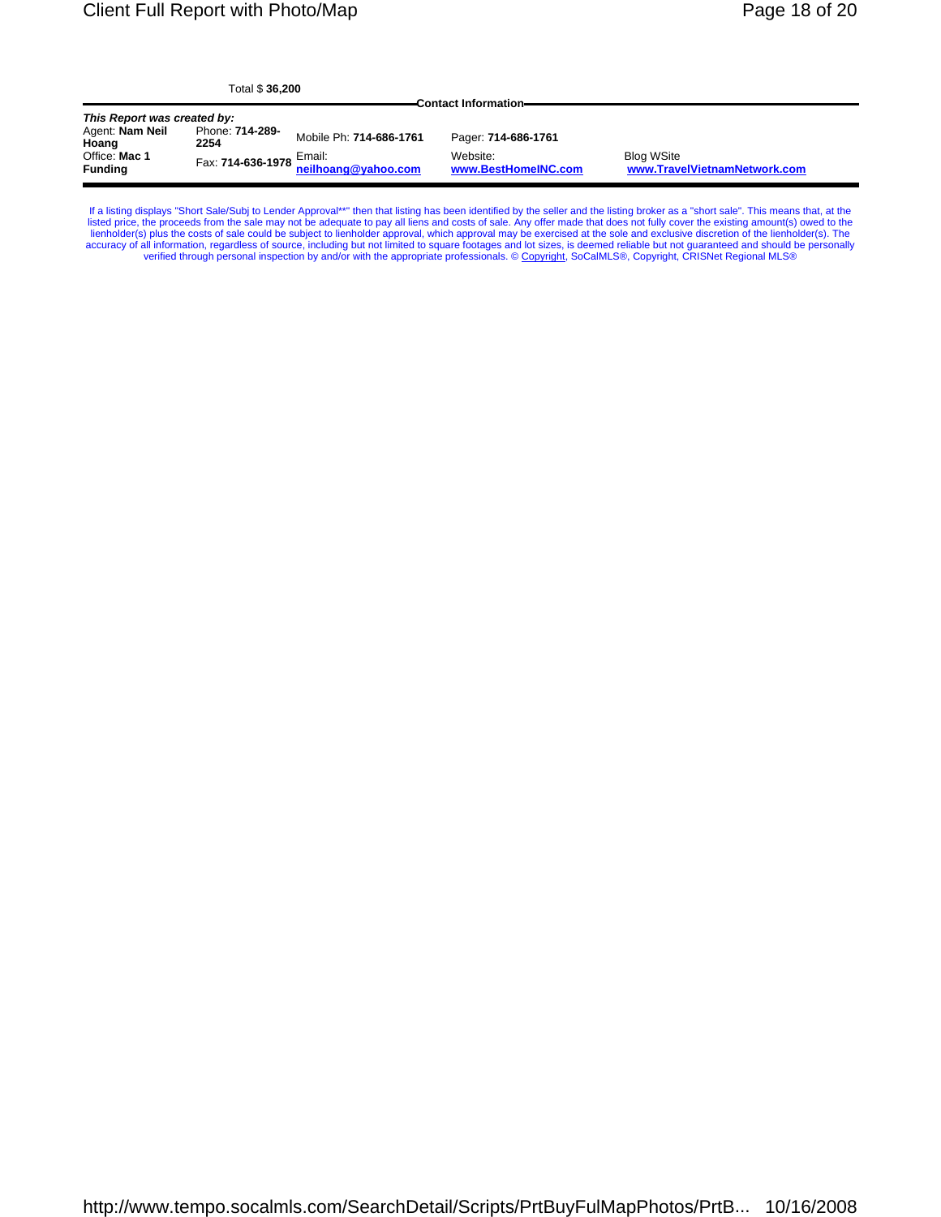Total $ **36,200**

**Contact Information**

***This Report was created by:***

| | | | | |
|---|---|---|---|---|
| Agent: **Nam Neil Hoang** | Phone: **714-289-2254** | Mobile Ph: **714-686-1761** | Pager: **714-686-1761** | |
| Office: **Mac 1 Funding** | Fax: **714-636-1978** | Email: **neilhoang@yahoo.com** | Website: **www.BestHomeINC.com** | Blog WSite **www.TravelVietnamNetwork.com** |

If a listing displays "Short Sale/Subj to Lender Approval**" then that listing has been identified by the seller and the listing broker as a "short sale". This means that, at the listed price, the proceeds from the sale may not be adequate to pay all liens and costs of sale. Any offer made that does not fully cover the existing amount(s) owed to the lienholder(s) plus the costs of sale could be subject to lienholder approval, which approval may be exercised at the sole and exclusive discretion of the lienholder(s). The accuracy of all information, regardless of source, including but not limited to square footages and lot sizes, is deemed reliable but not guaranteed and should be personally verified through personal inspection by and/or with the appropriate professionals. © Copyright, SoCalMLS®, Copyright, CRISNet Regional MLS®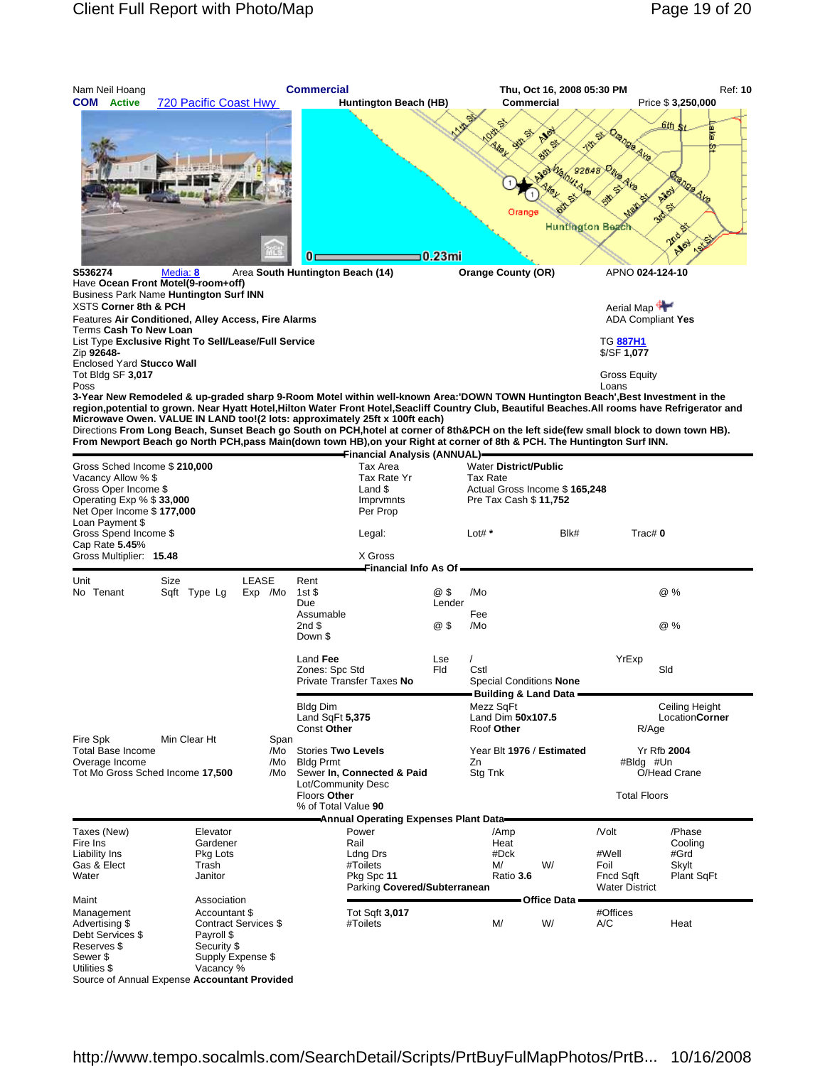Nam Neil Hoang | **Commercial** | Thu, Oct 16, 2008 05:30 PM | Ref: **10**

**COM** **Active** 720 Pacific Coast Hwy | **Huntington Beach (HB)** | **Commercial** | Price $ **3,250,000**

0 0.23mi

**S536274** Media: **8** Area **South Huntington Beach (14)** **Orange County (OR)** APNO **024-124-10**

Have **Ocean Front Motel(9-room+off)**
Business Park Name **Huntington Surf INN**
XSTS **Corner 8th & PCH**
Features **Air Conditioned, Alley Access, Fire Alarms**
Terms **Cash To New Loan**
List Type **Exclusive Right To Sell/Lease/Full Service**
Zip **92648-**
Enclosed Yard **Stucco Wall**
Tot Bldg SF **3,017**
Poss

Aerial Map
ADA Compliant **Yes**
TG **887H1**
$/SF **1,077**
Gross Equity
Loans

**3-Year New Remodeled & up-graded sharp 9-Room Motel within well-known Area:'DOWN TOWN Huntington Beach',Best Investment in the region,potential to grown. Near Hyatt Hotel,Hilton Water Front Hotel,Seacliff Country Club, Beautiful Beaches.All rooms have Refrigerator and Microwave Owen. VALUE IN LAND too!(2 lots: approximately 25ft x 100ft each)**

Directions **From Long Beach, Sunset Beach go South on PCH,hotel at corner of 8th&PCH on the left side(few small block to down town HB). From Newport Beach go North PCH,pass Main(down town HB),on your Right at corner of 8th & PCH. The Huntington Surf INN.**

### Financial Analysis (ANNUAL)

Gross Sched Income $ **210,000**
Vacancy Allow % $
Gross Oper Income $
Operating Exp % $ **33,000**
Net Oper Income $ **177,000**
Loan Payment $
Gross Spend Income $
Cap Rate **5.45**%
Gross Multiplier: **15.48**

Tax Area
Tax Rate Yr
Land $
Imprvmnts
Per Prop
Legal:
X Gross

Water District/Public
Tax Rate
Actual Gross Income $ **165,248**
Pre Tax Cash $ **11,752**
Lot# ***** Blk# Trac# **0**

### Financial Info As Of

Unit No | Tenant | Size Sqft | Type | Lg | LEASE Exp | /Mo

Rent
1st $ @ $ /Mo @ %
Due Lender
Assumable Fee
2nd $ @ $ /Mo @ %
Down $

Land **Fee** Lse / YrExp
Zones: Spc Std Fld Cstl Sld
Private Transfer Taxes **No** Special Conditions **None**

### Building & Land Data

Bldg Dim
Land SqFt **5,375**
Const **Other**
Mezz SqFt
Land Dim **50x107.5**
Roof **Other**
Ceiling Height
Location**Corner**
R/Age

Fire Spk Min Clear Ht Span
Total Base Income /Mo
Overage Income /Mo
Tot Mo Gross Sched Income **17,500** /Mo

Stories **Two Levels**
Bldg Prmt
Sewer **In, Connected & Paid**
Lot/Community Desc
Floors **Other**
% of Total Value **90**

Year Blt **1976** / **Estimated**
Zn
Stg Tnk
Yr Rfb **2004**
#Bldg #Un
O/Head Crane
Total Floors

### Annual Operating Expenses Plant Data

Taxes (New)
Fire Ins
Liability Ins
Gas & Elect
Water

Elevator
Gardener
Pkg Lots
Trash
Janitor

Power /Amp /Volt /Phase
Rail Heat Cooling
Ldng Drs #Dck #Well #Grd
#Toilets M/ W/ Foil Skylt
Pkg Spc **11** Ratio **3.6** Fncd Sqft Plant SqFt
Parking **Covered/Subterranean** Water District

Maint
Management
Advertising $
Debt Services $
Reserves $
Sewer $
Utilities $
Source of Annual Expense **Accountant Provided**

Association
Accountant $
Contract Services $
Payroll $
Security $
Supply Expense $
Vacancy %

### Office Data

Tot Sqft **3,017** #Offices
#Toilets M/ W/ A/C Heat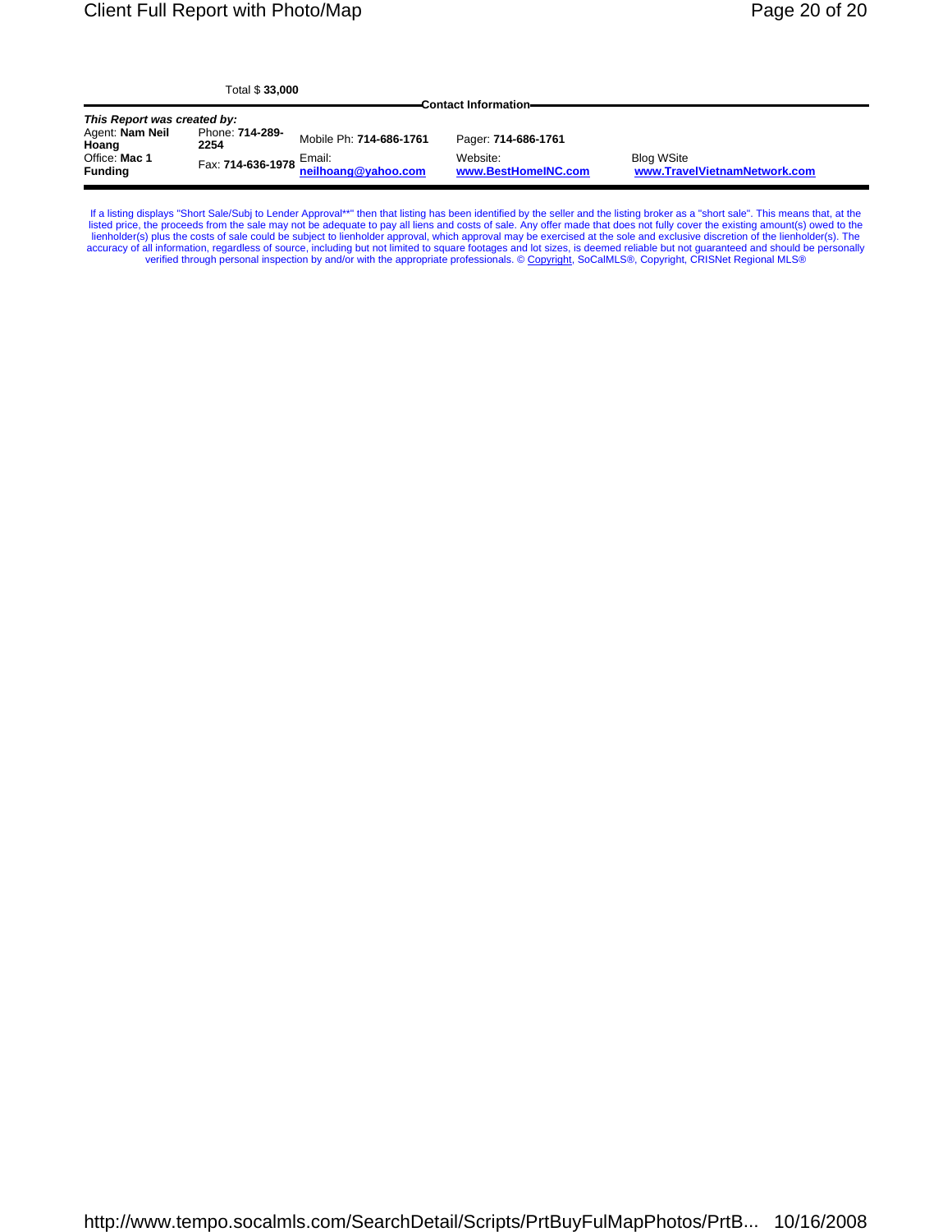Total $ **33,000**

## Contact Information

*This Report was created by:*

| | | | | |
|---|---|---|---|---|
| Agent: **Nam Neil Hoang** | Phone: **714-289-2254** | Mobile Ph: **714-686-1761** | Pager: **714-686-1761** | |
| Office: **Mac 1 Funding** | Fax: **714-636-1978** | Email: **neilhoang@yahoo.com** | Website: **www.BestHomeINC.com** | Blog WSite **www.TravelVietnamNetwork.com** |

If a listing displays "Short Sale/Subj to Lender Approval**" then that listing has been identified by the seller and the listing broker as a "short sale". This means that, at the listed price, the proceeds from the sale may not be adequate to pay all liens and costs of sale. Any offer made that does not fully cover the existing amount(s) owed to the lienholder(s) plus the costs of sale could be subject to lienholder approval, which approval may be exercised at the sole and exclusive discretion of the lienholder(s). The accuracy of all information, regardless of source, including but not limited to square footages and lot sizes, is deemed reliable but not guaranteed and should be personally verified through personal inspection by and/or with the appropriate professionals. © Copyright, SoCalMLS®, Copyright, CRISNet Regional MLS®

http://www.tempo.socalmls.com/SearchDetail/Scripts/PrtBuyFulMapPhotos/PrtB... 10/16/2008